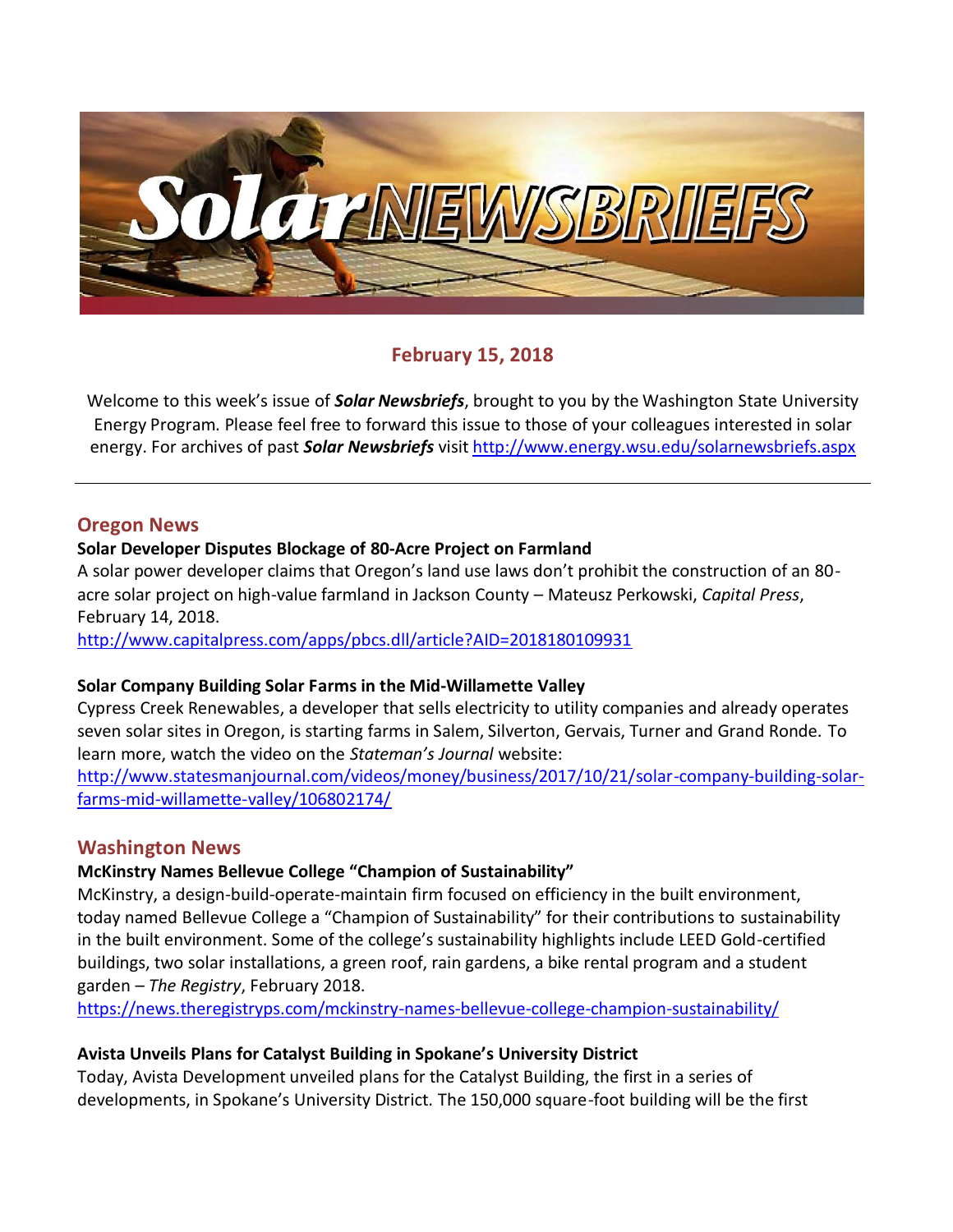# Solar NEWSBRIEFS

## February 15, 2018

Welcome to this week's issue of ***Solar Newsbriefs***, brought to you by the Washington State University Energy Program. Please feel free to forward this issue to those of your colleagues interested in solar energy. For archives of past ***Solar Newsbriefs*** visit http://www.energy.wsu.edu/solarnewsbriefs.aspx

---

## Oregon News

**Solar Developer Disputes Blockage of 80-Acre Project on Farmland**

A solar power developer claims that Oregon's land use laws don't prohibit the construction of an 80-acre solar project on high-value farmland in Jackson County – Mateusz Perkowski, *Capital Press*, February 14, 2018.

http://www.capitalpress.com/apps/pbcs.dll/article?AID=2018180109931

**Solar Company Building Solar Farms in the Mid-Willamette Valley**

Cypress Creek Renewables, a developer that sells electricity to utility companies and already operates seven solar sites in Oregon, is starting farms in Salem, Silverton, Gervais, Turner and Grand Ronde. To learn more, watch the video on the *Stateman's Journal* website:

http://www.statesmanjournal.com/videos/money/business/2017/10/21/solar-company-building-solar-farms-mid-willamette-valley/106802174/

## Washington News

**McKinstry Names Bellevue College "Champion of Sustainability"**

McKinstry, a design-build-operate-maintain firm focused on efficiency in the built environment, today named Bellevue College a "Champion of Sustainability" for their contributions to sustainability in the built environment. Some of the college's sustainability highlights include LEED Gold-certified buildings, two solar installations, a green roof, rain gardens, a bike rental program and a student garden – *The Registry*, February 2018.

https://news.theregistryps.com/mckinstry-names-bellevue-college-champion-sustainability/

**Avista Unveils Plans for Catalyst Building in Spokane's University District**

Today, Avista Development unveiled plans for the Catalyst Building, the first in a series of developments, in Spokane's University District. The 150,000 square-foot building will be the first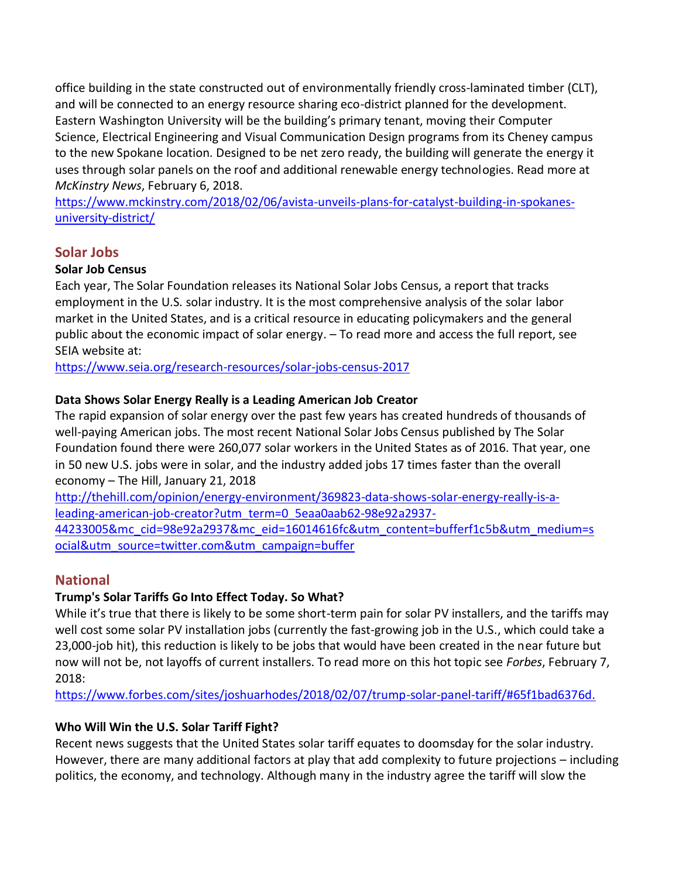office building in the state constructed out of environmentally friendly cross-laminated timber (CLT), and will be connected to an energy resource sharing eco-district planned for the development. Eastern Washington University will be the building's primary tenant, moving their Computer Science, Electrical Engineering and Visual Communication Design programs from its Cheney campus to the new Spokane location. Designed to be net zero ready, the building will generate the energy it uses through solar panels on the roof and additional renewable energy technologies. Read more at *McKinstry News*, February 6, 2018.
https://www.mckinstry.com/2018/02/06/avista-unveils-plans-for-catalyst-building-in-spokanes-university-district/

## Solar Jobs

**Solar Job Census**

Each year, The Solar Foundation releases its National Solar Jobs Census, a report that tracks employment in the U.S. solar industry. It is the most comprehensive analysis of the solar labor market in the United States, and is a critical resource in educating policymakers and the general public about the economic impact of solar energy. – To read more and access the full report, see SEIA website at:
https://www.seia.org/research-resources/solar-jobs-census-2017

**Data Shows Solar Energy Really is a Leading American Job Creator**

The rapid expansion of solar energy over the past few years has created hundreds of thousands of well-paying American jobs. The most recent National Solar Jobs Census published by The Solar Foundation found there were 260,077 solar workers in the United States as of 2016. That year, one in 50 new U.S. jobs were in solar, and the industry added jobs 17 times faster than the overall economy – The Hill, January 21, 2018
http://thehill.com/opinion/energy-environment/369823-data-shows-solar-energy-really-is-a-leading-american-job-creator?utm_term=0_5eaa0aab62-98e92a2937-44233005&mc_cid=98e92a2937&mc_eid=16014616fc&utm_content=bufferf1c5b&utm_medium=social&utm_source=twitter.com&utm_campaign=buffer

## National

**Trump's Solar Tariffs Go Into Effect Today. So What?**

While it's true that there is likely to be some short-term pain for solar PV installers, and the tariffs may well cost some solar PV installation jobs (currently the fast-growing job in the U.S., which could take a 23,000-job hit), this reduction is likely to be jobs that would have been created in the near future but now will not be, not layoffs of current installers. To read more on this hot topic see *Forbes*, February 7, 2018:
https://www.forbes.com/sites/joshuarhodes/2018/02/07/trump-solar-panel-tariff/#65f1bad6376d.

**Who Will Win the U.S. Solar Tariff Fight?**

Recent news suggests that the United States solar tariff equates to doomsday for the solar industry. However, there are many additional factors at play that add complexity to future projections – including politics, the economy, and technology. Although many in the industry agree the tariff will slow the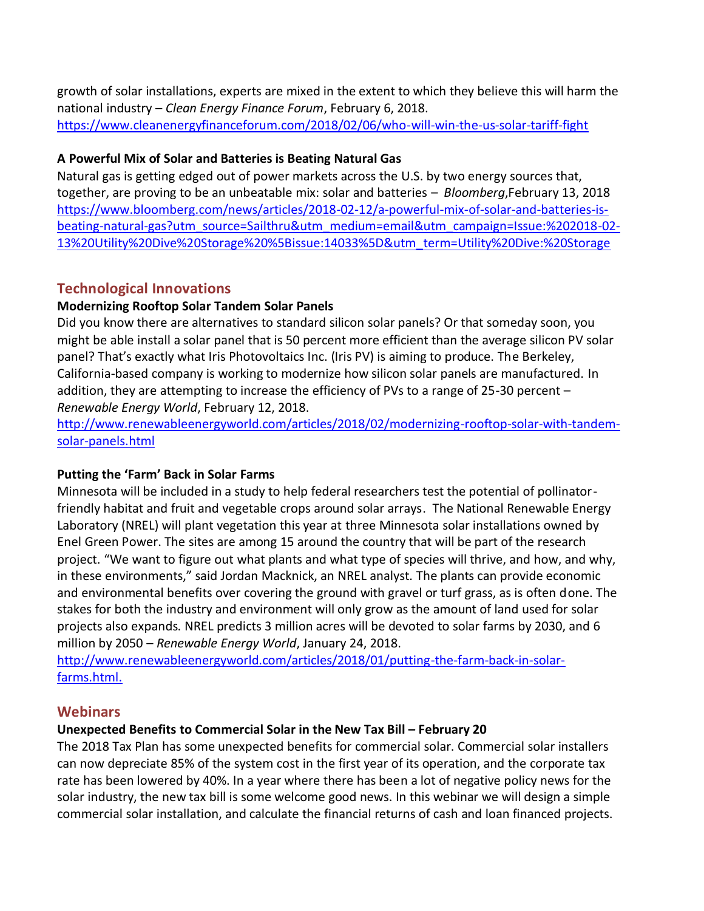growth of solar installations, experts are mixed in the extent to which they believe this will harm the national industry – *Clean Energy Finance Forum*, February 6, 2018.
https://www.cleanenergyfinanceforum.com/2018/02/06/who-will-win-the-us-solar-tariff-fight

**A Powerful Mix of Solar and Batteries is Beating Natural Gas**

Natural gas is getting edged out of power markets across the U.S. by two energy sources that, together, are proving to be an unbeatable mix: solar and batteries – *Bloomberg*,February 13, 2018
https://www.bloomberg.com/news/articles/2018-02-12/a-powerful-mix-of-solar-and-batteries-is-beating-natural-gas?utm_source=Sailthru&utm_medium=email&utm_campaign=Issue:%202018-02-13%20Utility%20Dive%20Storage%20%5Bissue:14033%5D&utm_term=Utility%20Dive:%20Storage

## Technological Innovations

**Modernizing Rooftop Solar Tandem Solar Panels**

Did you know there are alternatives to standard silicon solar panels? Or that someday soon, you might be able install a solar panel that is 50 percent more efficient than the average silicon PV solar panel? That's exactly what Iris Photovoltaics Inc. (Iris PV) is aiming to produce. The Berkeley, California-based company is working to modernize how silicon solar panels are manufactured. In addition, they are attempting to increase the efficiency of PVs to a range of 25-30 percent – *Renewable Energy World*, February 12, 2018.
http://www.renewableenergyworld.com/articles/2018/02/modernizing-rooftop-solar-with-tandem-solar-panels.html

**Putting the 'Farm' Back in Solar Farms**

Minnesota will be included in a study to help federal researchers test the potential of pollinator-friendly habitat and fruit and vegetable crops around solar arrays. The National Renewable Energy Laboratory (NREL) will plant vegetation this year at three Minnesota solar installations owned by Enel Green Power. The sites are among 15 around the country that will be part of the research project. "We want to figure out what plants and what type of species will thrive, and how, and why, in these environments," said Jordan Macknick, an NREL analyst. The plants can provide economic and environmental benefits over covering the ground with gravel or turf grass, as is often done. The stakes for both the industry and environment will only grow as the amount of land used for solar projects also expands. NREL predicts 3 million acres will be devoted to solar farms by 2030, and 6 million by 2050 – *Renewable Energy World*, January 24, 2018.
http://www.renewableenergyworld.com/articles/2018/01/putting-the-farm-back-in-solar-farms.html.

## Webinars

**Unexpected Benefits to Commercial Solar in the New Tax Bill – February 20**

The 2018 Tax Plan has some unexpected benefits for commercial solar. Commercial solar installers can now depreciate 85% of the system cost in the first year of its operation, and the corporate tax rate has been lowered by 40%. In a year where there has been a lot of negative policy news for the solar industry, the new tax bill is some welcome good news. In this webinar we will design a simple commercial solar installation, and calculate the financial returns of cash and loan financed projects.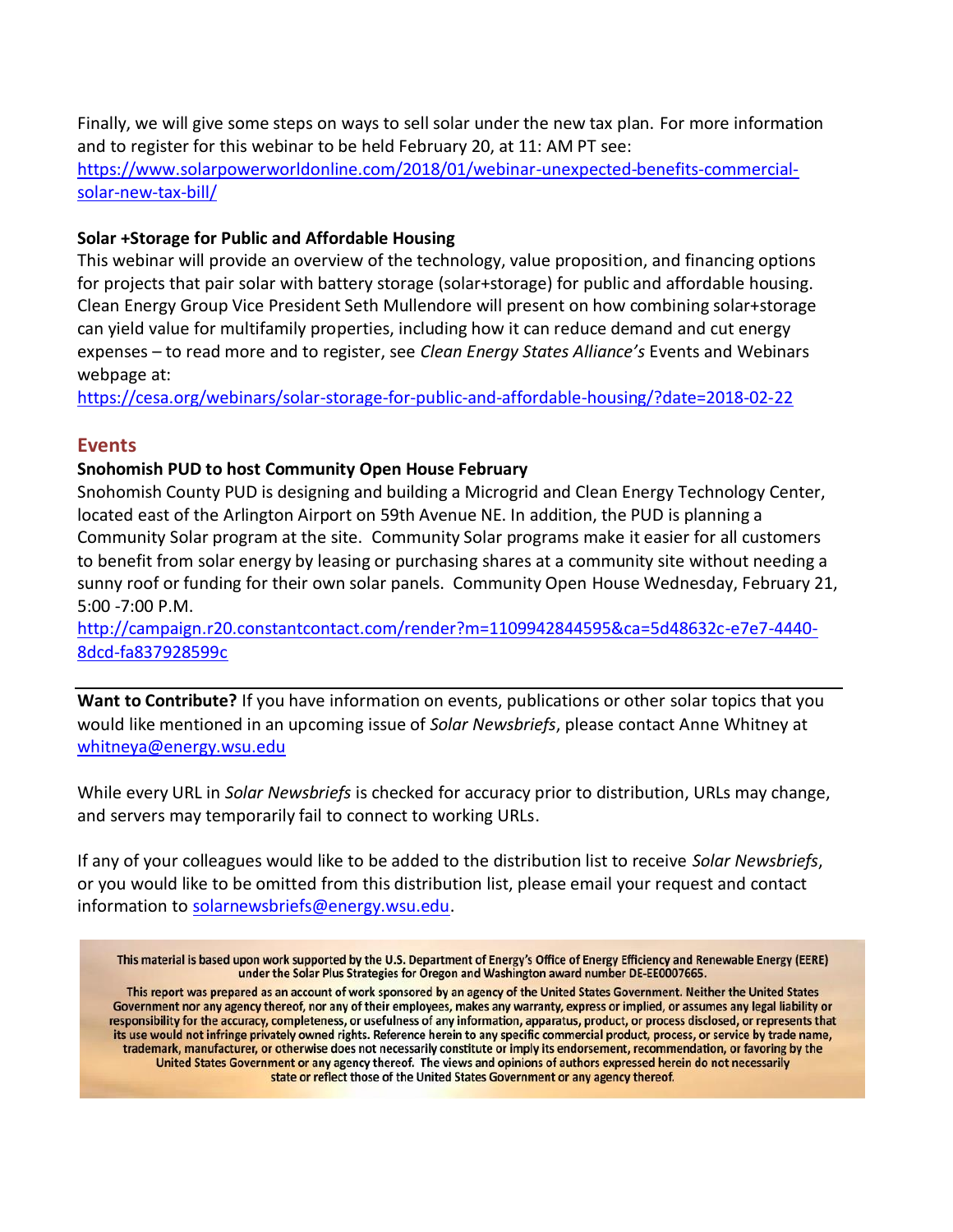Finally, we will give some steps on ways to sell solar under the new tax plan. For more information and to register for this webinar to be held February 20, at 11: AM PT see: https://www.solarpowerworldonline.com/2018/01/webinar-unexpected-benefits-commercial-solar-new-tax-bill/

**Solar +Storage for Public and Affordable Housing**

This webinar will provide an overview of the technology, value proposition, and financing options for projects that pair solar with battery storage (solar+storage) for public and affordable housing. Clean Energy Group Vice President Seth Mullendore will present on how combining solar+storage can yield value for multifamily properties, including how it can reduce demand and cut energy expenses – to read more and to register, see *Clean Energy States Alliance's* Events and Webinars webpage at: https://cesa.org/webinars/solar-storage-for-public-and-affordable-housing/?date=2018-02-22

## Events

**Snohomish PUD to host Community Open House February**

Snohomish County PUD is designing and building a Microgrid and Clean Energy Technology Center, located east of the Arlington Airport on 59th Avenue NE. In addition, the PUD is planning a Community Solar program at the site. Community Solar programs make it easier for all customers to benefit from solar energy by leasing or purchasing shares at a community site without needing a sunny roof or funding for their own solar panels. Community Open House Wednesday, February 21, 5:00 -7:00 P.M.

http://campaign.r20.constantcontact.com/render?m=1109942844595&ca=5d48632c-e7e7-4440-8dcd-fa837928599c

---

**Want to Contribute?** If you have information on events, publications or other solar topics that you would like mentioned in an upcoming issue of *Solar Newsbriefs*, please contact Anne Whitney at whitneya@energy.wsu.edu

While every URL in *Solar Newsbriefs* is checked for accuracy prior to distribution, URLs may change, and servers may temporarily fail to connect to working URLs.

If any of your colleagues would like to be added to the distribution list to receive *Solar Newsbriefs*, or you would like to be omitted from this distribution list, please email your request and contact information to solarnewsbriefs@energy.wsu.edu.

This material is based upon work supported by the U.S. Department of Energy's Office of Energy Efficiency and Renewable Energy (EERE) under the Solar Plus Strategies for Oregon and Washington award number DE-EE0007665.

This report was prepared as an account of work sponsored by an agency of the United States Government. Neither the United States Government nor any agency thereof, nor any of their employees, makes any warranty, express or implied, or assumes any legal liability or responsibility for the accuracy, completeness, or usefulness of any information, apparatus, product, or process disclosed, or represents that its use would not infringe privately owned rights. Reference herein to any specific commercial product, process, or service by trade name, trademark, manufacturer, or otherwise does not necessarily constitute or imply its endorsement, recommendation, or favoring by the United States Government or any agency thereof. The views and opinions of authors expressed herein do not necessarily state or reflect those of the United States Government or any agency thereof.